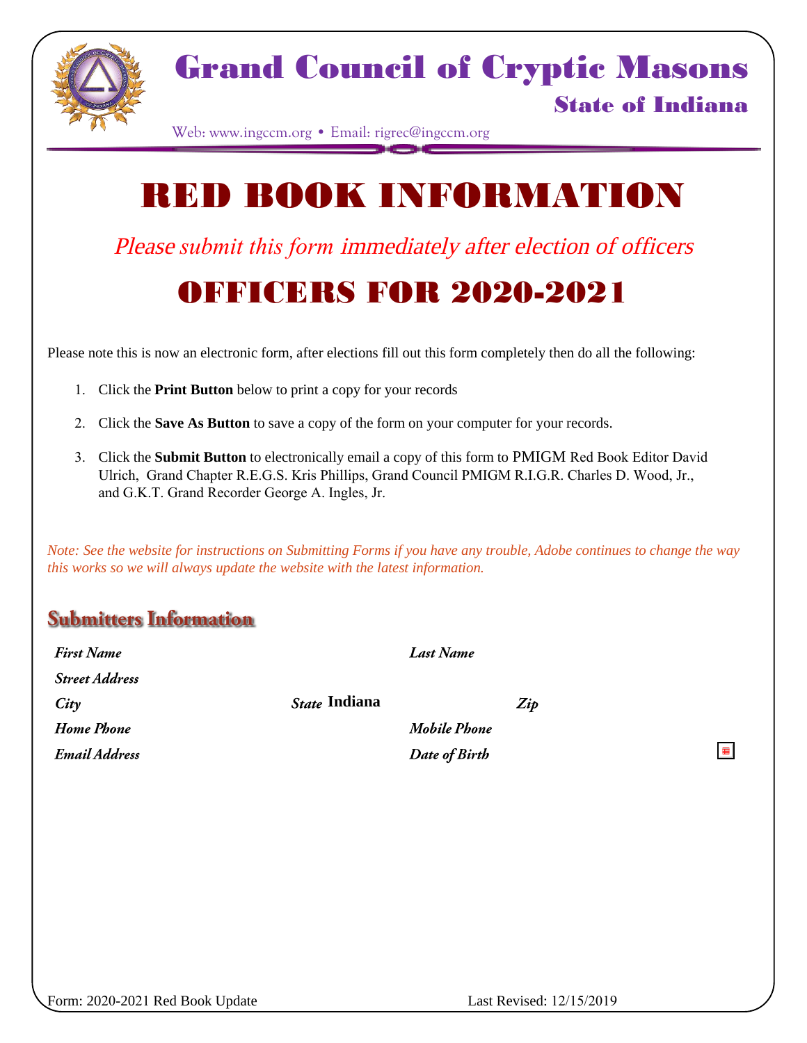# Grand Council of Cryptic Masons

## State of Indiana

Web: www.ingccm.org • Email: rigrec@ingccm.org

# RED BOOK INFORMATION

*Please submit this form immediately after election of officers*

# OFFICERS FOR 2020-2021

Please note this is now an electronic form, after elections fill out this form completely then do all the following:

1. Click the **Print Button** below to print a copy for your records
2. Click the **Save As Button** to save a copy of the form on your computer for your records.
3. Click the **Submit Button** to electronically email a copy of this form to PMIGM Red Book Editor David Ulrich, Grand Chapter R.E.G.S. Kris Phillips, Grand Council PMIGM R.I.G.R. Charles D. Wood, Jr., and G.K.T. Grand Recorder George A. Ingles, Jr.

*Note: See the website for instructions on Submitting Forms if you have any trouble, Adobe continues to change the way this works so we will always update the website with the latest information.*

## Submitters Information

*First Name* | *Last Name*

*Street Address*

*City* | *State* **Indiana** | *Zip*

*Home Phone* | *Mobile Phone*

*Email Address* | *Date of Birth*

Form: 2020-2021 Red Book Update | Last Revised: 12/15/2019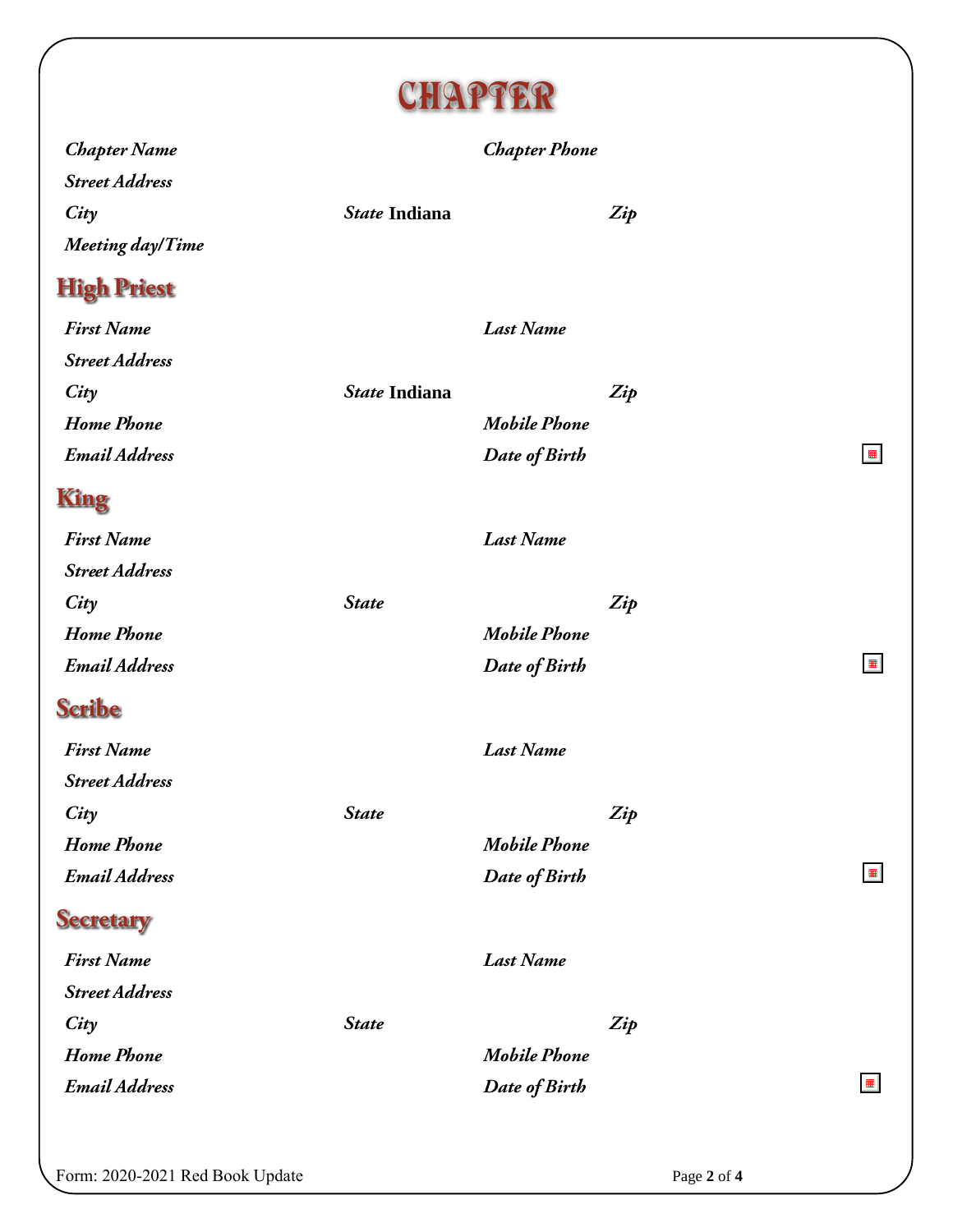# CHAPTER

*Chapter Name* *Chapter Phone*

*Street Address*

*City* *State* **Indiana** *Zip*

*Meeting day/Time*

## High Priest

*First Name* *Last Name*

*Street Address*

*City* *State* **Indiana** *Zip*

*Home Phone* *Mobile Phone*

*Email Address* *Date of Birth*

## King

*First Name* *Last Name*

*Street Address*

*City* *State* *Zip*

*Home Phone* *Mobile Phone*

*Email Address* *Date of Birth*

## Scribe

*First Name* *Last Name*

*Street Address*

*City* *State* *Zip*

*Home Phone* *Mobile Phone*

*Email Address* *Date of Birth*

## Secretary

*First Name* *Last Name*

*Street Address*

*City* *State* *Zip*

*Home Phone* *Mobile Phone*

*Email Address* *Date of Birth*

Form: 2020-2021 Red Book Update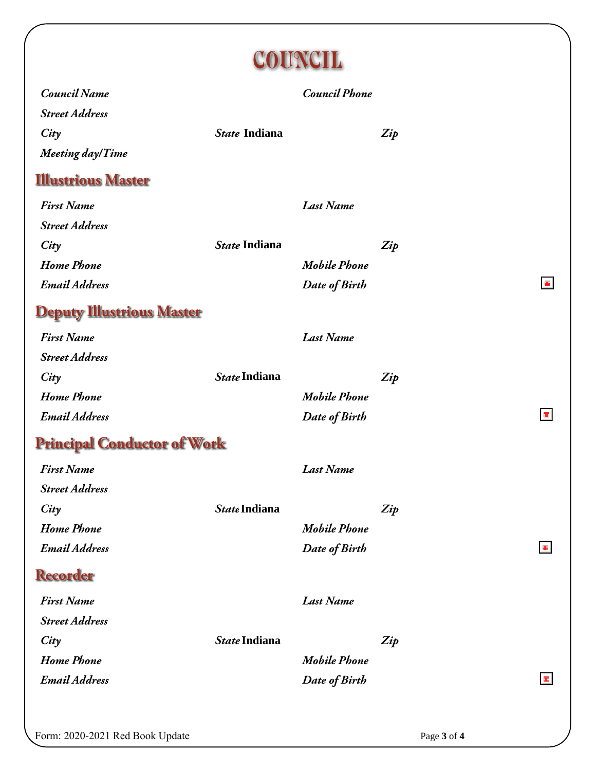# COUNCIL

*Council Name* *Council Phone*

*Street Address*

*City* *State* **Indiana** *Zip*

*Meeting day/Time*

## Illustrious Master

*First Name* *Last Name*

*Street Address*

*City* *State* **Indiana** *Zip*

*Home Phone* *Mobile Phone*

*Email Address* *Date of Birth*

## Deputy Illustrious Master

*First Name* *Last Name*

*Street Address*

*City* *State* **Indiana** *Zip*

*Home Phone* *Mobile Phone*

*Email Address* *Date of Birth*

## Principal Conductor of Work

*First Name* *Last Name*

*Street Address*

*City* *State* **Indiana** *Zip*

*Home Phone* *Mobile Phone*

*Email Address* *Date of Birth*

## Recorder

*First Name* *Last Name*

*Street Address*

*City* *State* **Indiana** *Zip*

*Home Phone* *Mobile Phone*

*Email Address* *Date of Birth*

Form: 2020-2021 Red Book Update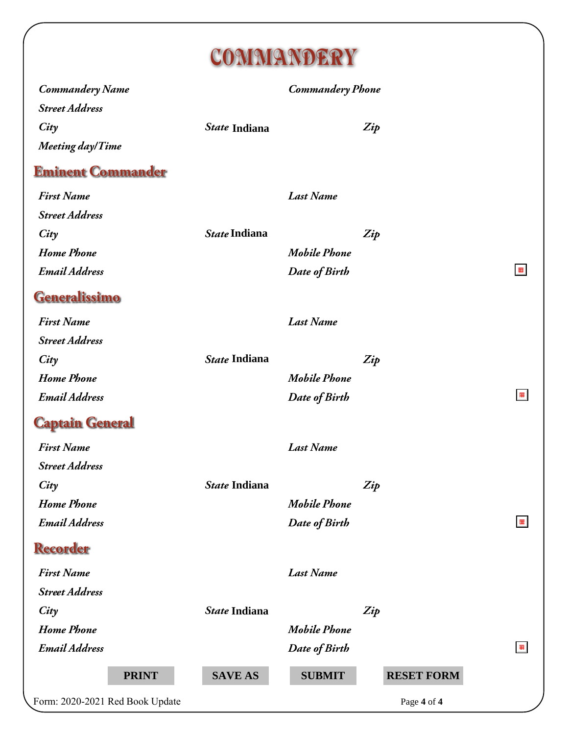# COMMANDERY

*Commandery Name* *Commandery Phone*

*Street Address*

*City* *State* Indiana *Zip*

*Meeting day/Time*

## Eminent Commander

*First Name* *Last Name*

*Street Address*

*City* *State* Indiana *Zip*

*Home Phone* *Mobile Phone*

*Email Address* *Date of Birth*

## Generalissimo

*First Name* *Last Name*

*Street Address*

*City* *State* Indiana *Zip*

*Home Phone* *Mobile Phone*

*Email Address* *Date of Birth*

## Captain General

*First Name* *Last Name*

*Street Address*

*City* *State* Indiana *Zip*

*Home Phone* *Mobile Phone*

*Email Address* *Date of Birth*

## Recorder

*First Name* *Last Name*

*Street Address*

*City* *State* Indiana *Zip*

*Home Phone* *Mobile Phone*

*Email Address* *Date of Birth*

PRINT SAVE AS SUBMIT RESET FORM

Form: 2020-2021 Red Book Update